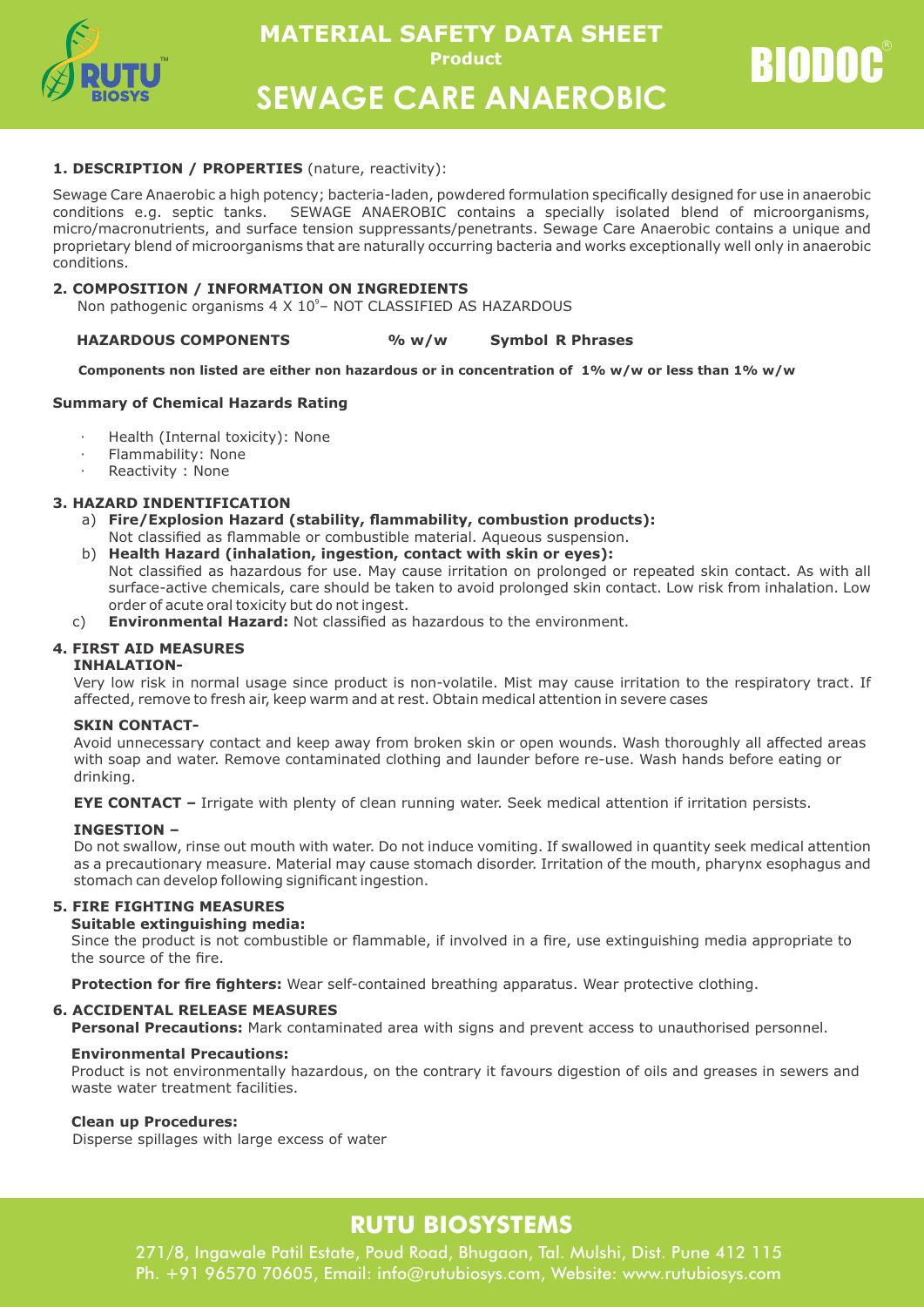# MATERIAL SAFETY DATA SHEET

**Product**

# SEWAGE CARE ANAEROBIC

BIODOC®

### 1. DESCRIPTION / PROPERTIES (nature, reactivity):

Sewage Care Anaerobic a high potency; bacteria-laden, powdered formulation specifically designed for use in anaerobic conditions e.g. septic tanks. SEWAGE ANAEROBIC contains a specially isolated blend of microorganisms, micro/macronutrients, and surface tension suppressants/penetrants. Sewage Care Anaerobic contains a unique and proprietary blend of microorganisms that are naturally occurring bacteria and works exceptionally well only in anaerobic conditions.

### 2. COMPOSITION / INFORMATION ON INGREDIENTS

Non pathogenic organisms $4 \times 10^9$– NOT CLASSIFIED AS HAZARDOUS

| HAZARDOUS COMPONENTS | % w/w | Symbol R Phrases |
| --- | --- | --- |

**Components non listed are either non hazardous or in concentration of 1% w/w or less than 1% w/w**

**Summary of Chemical Hazards Rating**

- Health (Internal toxicity): None
- Flammability: None
- Reactivity : None

### 3. HAZARD INDENTIFICATION

a) **Fire/Explosion Hazard (stability, flammability, combustion products):**
Not classified as flammable or combustible material. Aqueous suspension.

b) **Health Hazard (inhalation, ingestion, contact with skin or eyes):**
Not classified as hazardous for use. May cause irritation on prolonged or repeated skin contact. As with all surface-active chemicals, care should be taken to avoid prolonged skin contact. Low risk from inhalation. Low order of acute oral toxicity but do not ingest.

c) **Environmental Hazard:** Not classified as hazardous to the environment.

### 4. FIRST AID MEASURES

**INHALATION-**

Very low risk in normal usage since product is non-volatile. Mist may cause irritation to the respiratory tract. If affected, remove to fresh air, keep warm and at rest. Obtain medical attention in severe cases

**SKIN CONTACT-**

Avoid unnecessary contact and keep away from broken skin or open wounds. Wash thoroughly all affected areas with soap and water. Remove contaminated clothing and launder before re-use. Wash hands before eating or drinking.

**EYE CONTACT –** Irrigate with plenty of clean running water. Seek medical attention if irritation persists.

**INGESTION –**

Do not swallow, rinse out mouth with water. Do not induce vomiting. If swallowed in quantity seek medical attention as a precautionary measure. Material may cause stomach disorder. Irritation of the mouth, pharynx esophagus and stomach can develop following significant ingestion.

### 5. FIRE FIGHTING MEASURES

**Suitable extinguishing media:**

Since the product is not combustible or flammable, if involved in a fire, use extinguishing media appropriate to the source of the fire.

**Protection for fire fighters:** Wear self-contained breathing apparatus. Wear protective clothing.

### 6. ACCIDENTAL RELEASE MEASURES

**Personal Precautions:** Mark contaminated area with signs and prevent access to unauthorised personnel.

**Environmental Precautions:**

Product is not environmentally hazardous, on the contrary it favours digestion of oils and greases in sewers and waste water treatment facilities.

**Clean up Procedures:**

Disperse spillages with large excess of water

## RUTU BIOSYSTEMS

271/8, Ingawale Patil Estate, Poud Road, Bhugaon, Tal. Mulshi, Dist. Pune 412 115
Ph. +91 96570 70605, Email: info@rutubiosys.com, Website: www.rutubiosys.com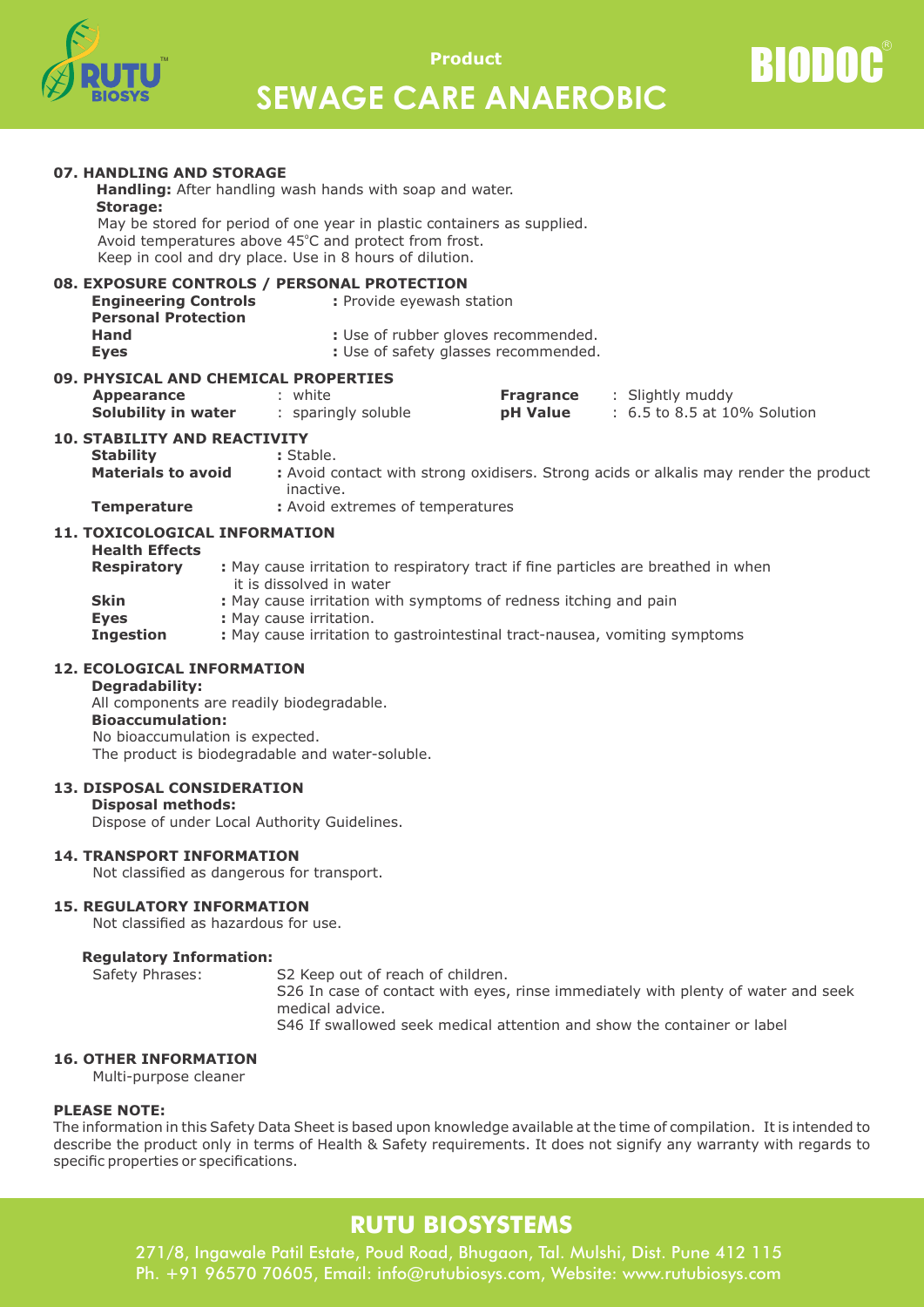# Product
# SEWAGE CARE ANAEROBIC

## 07. HANDLING AND STORAGE

**Handling:** After handling wash hands with soap and water.

**Storage:**

May be stored for period of one year in plastic containers as supplied.
Avoid temperatures above 45°C and protect from frost.
Keep in cool and dry place. Use in 8 hours of dilution.

## 08. EXPOSURE CONTROLS / PERSONAL PROTECTION

**Engineering Controls** : Provide eyewash station

**Personal Protection**

**Hand** : Use of rubber gloves recommended.

**Eyes** : Use of safety glasses recommended.

## 09. PHYSICAL AND CHEMICAL PROPERTIES

| | | | |
|---|---|---|---|
| **Appearance** | : white | **Fragrance** | : Slightly muddy |
| **Solubility in water** | : sparingly soluble | **pH Value** | : 6.5 to 8.5 at 10% Solution |

## 10. STABILITY AND REACTIVITY

**Stability** : Stable.

**Materials to avoid** : Avoid contact with strong oxidisers. Strong acids or alkalis may render the product inactive.

**Temperature** : Avoid extremes of temperatures

## 11. TOXICOLOGICAL INFORMATION

**Health Effects**

**Respiratory** : May cause irritation to respiratory tract if fine particles are breathed in when it is dissolved in water

**Skin** : May cause irritation with symptoms of redness itching and pain

**Eyes** : May cause irritation.

**Ingestion** : May cause irritation to gastrointestinal tract-nausea, vomiting symptoms

## 12. ECOLOGICAL INFORMATION

**Degradability:**

All components are readily biodegradable.

**Bioaccumulation:**

No bioaccumulation is expected.
The product is biodegradable and water-soluble.

## 13. DISPOSAL CONSIDERATION

**Disposal methods:**

Dispose of under Local Authority Guidelines.

## 14. TRANSPORT INFORMATION

Not classified as dangerous for transport.

## 15. REGULATORY INFORMATION

Not classified as hazardous for use.

**Regulatory Information:**

Safety Phrases:

S2 Keep out of reach of children.
S26 In case of contact with eyes, rinse immediately with plenty of water and seek medical advice.
S46 If swallowed seek medical attention and show the container or label

## 16. OTHER INFORMATION

Multi-purpose cleaner

**PLEASE NOTE:**

The information in this Safety Data Sheet is based upon knowledge available at the time of compilation. It is intended to describe the product only in terms of Health & Safety requirements. It does not signify any warranty with regards to specific properties or specifications.

## RUTU BIOSYSTEMS

271/8, Ingawale Patil Estate, Poud Road, Bhugaon, Tal. Mulshi, Dist. Pune 412 115
Ph. +91 96570 70605, Email: info@rutubiosys.com, Website: www.rutubiosys.com